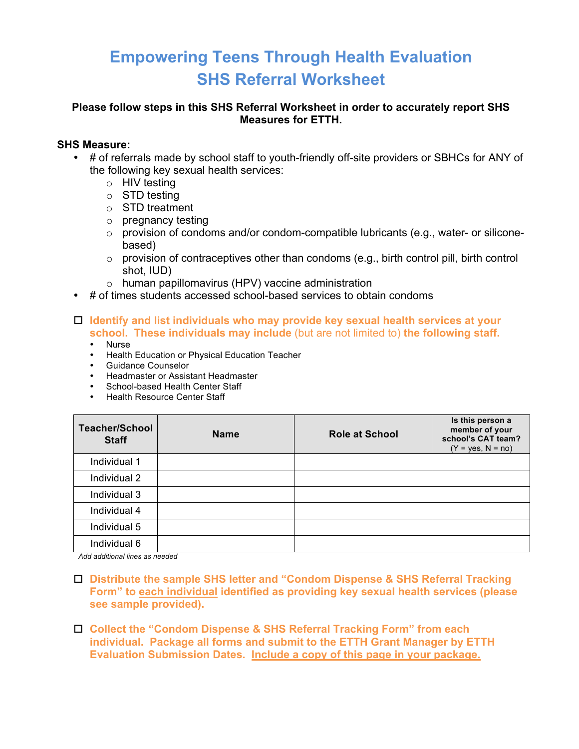# Empowering Teens Through Health Evaluation
# SHS Referral Worksheet

**Please follow steps in this SHS Referral Worksheet in order to accurately report SHS Measures for ETTH.**

**SHS Measure:**

- # of referrals made by school staff to youth-friendly off-site providers or SBHCs for ANY of the following key sexual health services:
  - HIV testing
  - STD testing
  - STD treatment
  - pregnancy testing
  - provision of condoms and/or condom-compatible lubricants (e.g., water- or silicone-based)
  - provision of contraceptives other than condoms (e.g., birth control pill, birth control shot, IUD)
  - human papillomavirus (HPV) vaccine administration
- # of times students accessed school-based services to obtain condoms

☐ **Identify and list individuals who may provide key sexual health services at your school. These individuals may include** (but are not limited to) **the following staff.**

- Nurse
- Health Education or Physical Education Teacher
- Guidance Counselor
- Headmaster or Assistant Headmaster
- School-based Health Center Staff
- Health Resource Center Staff

| Teacher/School Staff | Name | Role at School | Is this person a member of your school's CAT team? (Y = yes, N = no) |
|---|---|---|---|
| Individual 1 | | | |
| Individual 2 | | | |
| Individual 3 | | | |
| Individual 4 | | | |
| Individual 5 | | | |
| Individual 6 | | | |

*Add additional lines as needed*

☐ **Distribute the sample SHS letter and "Condom Dispense & SHS Referral Tracking Form" to each individual identified as providing key sexual health services (please see sample provided).**

☐ **Collect the "Condom Dispense & SHS Referral Tracking Form" from each individual. Package all forms and submit to the ETTH Grant Manager by ETTH Evaluation Submission Dates. Include a copy of this page in your package.**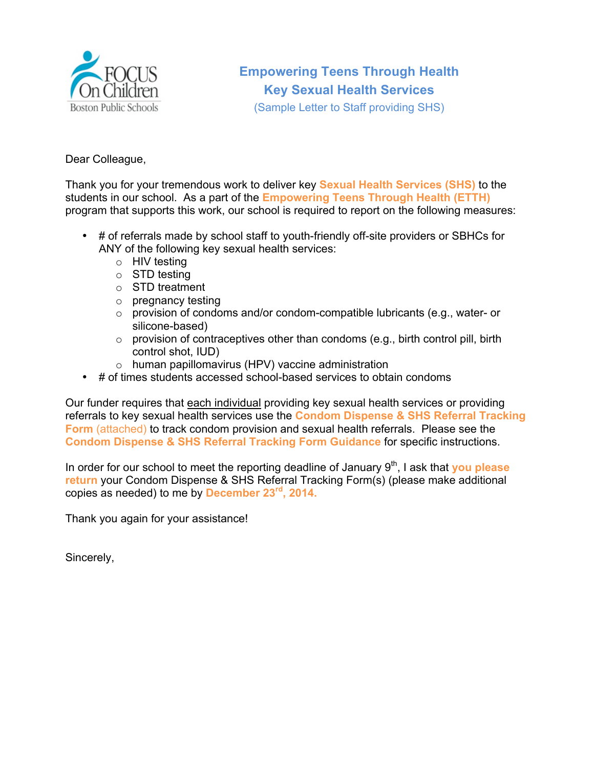## Empowering Teens Through Health
## Key Sexual Health Services
(Sample Letter to Staff providing SHS)

Dear Colleague,

Thank you for your tremendous work to deliver key **Sexual Health Services (SHS)** to the students in our school. As a part of the **Empowering Teens Through Health (ETTH)** program that supports this work, our school is required to report on the following measures:

- # of referrals made by school staff to youth-friendly off-site providers or SBHCs for ANY of the following key sexual health services:
    - HIV testing
    - STD testing
    - STD treatment
    - pregnancy testing
    - provision of condoms and/or condom-compatible lubricants (e.g., water- or silicone-based)
    - provision of contraceptives other than condoms (e.g., birth control pill, birth control shot, IUD)
    - human papillomavirus (HPV) vaccine administration
- # of times students accessed school-based services to obtain condoms

Our funder requires that <u>each individual</u> providing key sexual health services or providing referrals to key sexual health services use the **Condom Dispense & SHS Referral Tracking Form** (attached) to track condom provision and sexual health referrals. Please see the **Condom Dispense & SHS Referral Tracking Form Guidance** for specific instructions.

In order for our school to meet the reporting deadline of January 9th, I ask that **you please return** your Condom Dispense & SHS Referral Tracking Form(s) (please make additional copies as needed) to me by **December 23rd, 2014.**

Thank you again for your assistance!

Sincerely,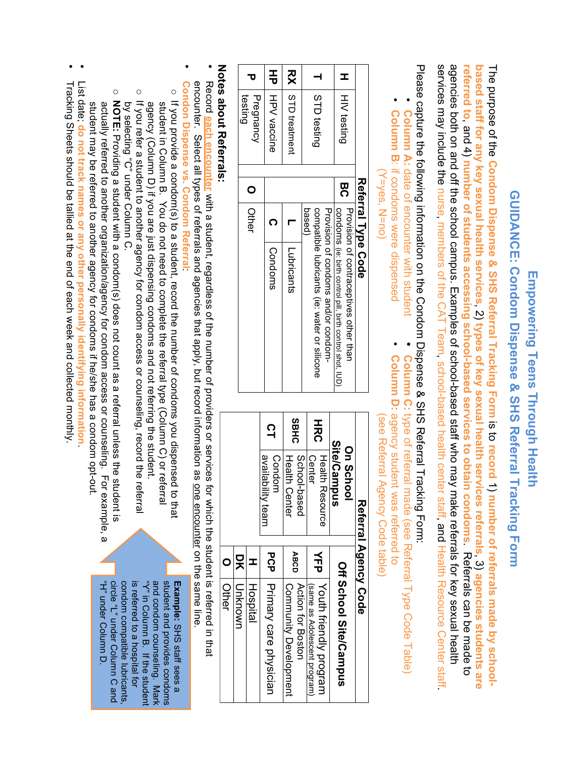# Empowering Teens Through Health

## GUIDANCE: Condom Dispense & SHS Referral Tracking Form

The purpose of the **Condom Dispense & SHS Referral Tracking Form** is to **record** 1) **number of referrals made by school-based staff for any key sexual health services**, 2) **types of key sexual health services referrals**, 3) **agencies students are referred to**, and 4) **number of students accessing school-based services to obtain condoms**. Referrals can be made to agencies both on and off the school campus. Examples of school-based staff who may make referrals for key sexual health services may include the nurse, members of the CAT Team, school-based health center staff, and Health Resource Center staff.

Please capture the following information on the Condom Dispense & SHS Referral Tracking Form:

- **Column A:** date of encounter with student
- **Column B:** if condoms were dispensed (Y=yes, N=no)
- **Column C:** type of referral made (see Referral Type Code Table)
- **Column D:** agency student was referred to (see Referral Agency Code table)

| Referral Type Code | | | |
|---|---|---|---|
| **H** | HIV testing | **BC** | Provision of contraceptives other than condoms (ie: birth control pill, birth control shot, IUD) |
| **T** | STD testing | | Provision of condoms and/or condom-compatible lubricants (ie: water or silicone based) |
| **RX** | STD treatment | **L** | Lubricants |
| **HP** | HPV vaccine | **C** | Condoms |
| **P** | Pregnancy testing | **O** | Other |

| Referral Agency Code | | | |
|---|---|---|---|
| **On School Site/Campus** | | **Off School Site/Campus** | |
| **HRC** | Health Resource Center | **YFP** | Youth friendly program (same as Adolescent program) |
| **SBHC** | School-based Health Center | **ABCD** | Action for Boston Community Development |
| **CT** | Condom availability team | **PCP** | Primary care physician |
| | | **H** | Hospital |
| | | **DK** | Unknown |
| | | **O** | Other |

**Example:** SHS staff sees a student and provides condoms and condom counseling. Mark "Y" in Column B. If the student is referred to a hospital for condom compatible lubricants, circle "L" under Column C and "H" under Column D.

### Notes about Referrals:

- Record **each encounter** with a student, regardless of the number of providers or services for which the student is referred in that encounter. Select all types of referrals and agencies that apply, but record information as one encounter on the same line.
- **Condon Dispense vs. Condom Referral**:
  - If you provide a condom(s) to a student, record the number of condoms you dispensed to that student in Column B. You do not need to complete the referral type (Column C) or referral agency (Column D) if you are just dispensing condoms and not referring the student.
  - If you refer a student to another agency for condom access or counseling, record the referral by selecting "C" under Column C.
  - **NOTE:** Providing a student with a condom(s) does not count as a referral unless the student is actually referred to another organization/agency for condom access or counseling. For example, a student may be referred to another agency for condoms if he/she has a condom opt-out.
- List date: **do not track names or any other personally identifying information**.
- Tracking Sheets should be tallied at the end of each week and collected monthly.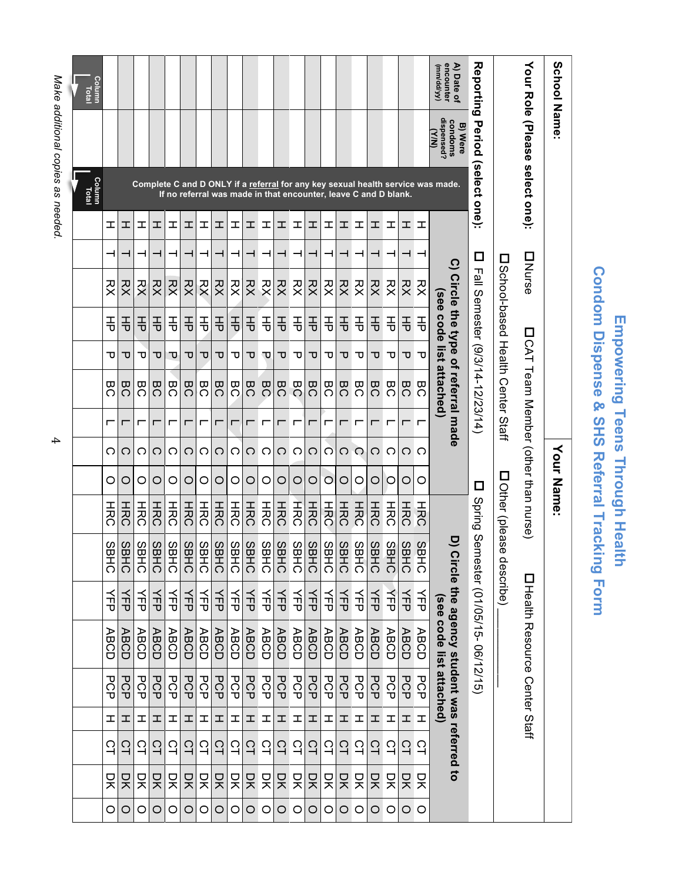# Empowering Teens Through Health
## Condom Dispense & SHS Referral Tracking Form

**School Name:** &nbsp;&nbsp;&nbsp;&nbsp;&nbsp;&nbsp;&nbsp;&nbsp;&nbsp;&nbsp; **Your Name:**

**Your Role (Please select one):** ☐ Nurse ☐ CAT Team Member (other than nurse) ☐ Health Resource Center Staff ☐ School-based Health Center Staff ☐ Other (please describe) ________

**Reporting Period (select one):** ☐ Fall Semester (9/3/14-12/23/14) ☐ Spring Semester (01/05/15- 06/12/15)

| A) Date of encounter (mm/dd/yy) | B) Were condoms dispensed? (Y/N) | C) Circle the type of referral made (see code list attached) | | | | | | | | | D) Circle the agency student was referred to (see code list attached) | | | | | | | | |
|---|---|---|---|---|---|---|---|---|---|---|---|---|---|---|---|---|---|---|---|
| | | Complete C and D ONLY if a referral for any key sexual health service was made. If no referral was made in that encounter, leave C and D blank. | | | | | | | | | | | | | | | | | |
| | | H | T | RX | HP | P | BC | L | C | O | HRC | SBHC | YFP | ABCD | PCP | H | CT | DK | O |
| | | H | T | RX | HP | P | BC | L | C | O | HRC | SBHC | YFP | ABCD | PCP | H | CT | DK | O |
| | | H | T | RX | HP | P | BC | L | C | O | HRC | SBHC | YFP | ABCD | PCP | H | CT | DK | O |
| | | H | T | RX | HP | P | BC | L | C | O | HRC | SBHC | YFP | ABCD | PCP | H | CT | DK | O |
| | | H | T | RX | HP | P | BC | L | C | O | HRC | SBHC | YFP | ABCD | PCP | H | CT | DK | O |
| | | H | T | RX | HP | P | BC | L | C | O | HRC | SBHC | YFP | ABCD | PCP | H | CT | DK | O |
| | | H | T | RX | HP | P | BC | L | C | O | HRC | SBHC | YFP | ABCD | PCP | H | CT | DK | O |
| | | H | T | RX | HP | P | BC | L | C | O | HRC | SBHC | YFP | ABCD | PCP | H | CT | DK | O |
| | | H | T | RX | HP | P | BC | L | C | O | HRC | SBHC | YFP | ABCD | PCP | H | CT | DK | O |
| | | H | T | RX | HP | P | BC | L | C | O | HRC | SBHC | YFP | ABCD | PCP | H | CT | DK | O |
| | | H | T | RX | HP | P | BC | L | C | O | HRC | SBHC | YFP | ABCD | PCP | H | CT | DK | O |
| | | H | T | RX | HP | P | BC | L | C | O | HRC | SBHC | YFP | ABCD | PCP | H | CT | DK | O |
| | | H | T | RX | HP | P | BC | L | C | O | HRC | SBHC | YFP | ABCD | PCP | H | CT | DK | O |
| | | H | T | RX | HP | P | BC | L | C | O | HRC | SBHC | YFP | ABCD | PCP | H | CT | DK | O |
| | | H | T | RX | HP | P | BC | L | C | O | HRC | SBHC | YFP | ABCD | PCP | H | CT | DK | O |
| | | H | T | RX | HP | P | BC | L | C | O | HRC | SBHC | YFP | ABCD | PCP | H | CT | DK | O |
| | | H | T | RX | HP | P | BC | L | C | O | HRC | SBHC | YFP | ABCD | PCP | H | CT | DK | O |
| | | H | T | RX | HP | P | BC | L | C | O | HRC | SBHC | YFP | ABCD | PCP | H | CT | DK | O |
| | | H | T | RX | HP | P | BC | L | C | O | HRC | SBHC | YFP | ABCD | PCP | H | CT | DK | O |
| | | H | T | RX | HP | P | BC | L | C | O | HRC | SBHC | YFP | ABCD | PCP | H | CT | DK | O |
| Column Total | | Column Total | | | | | | | | | | | | | | | | | |

*Make additional copies as needed.*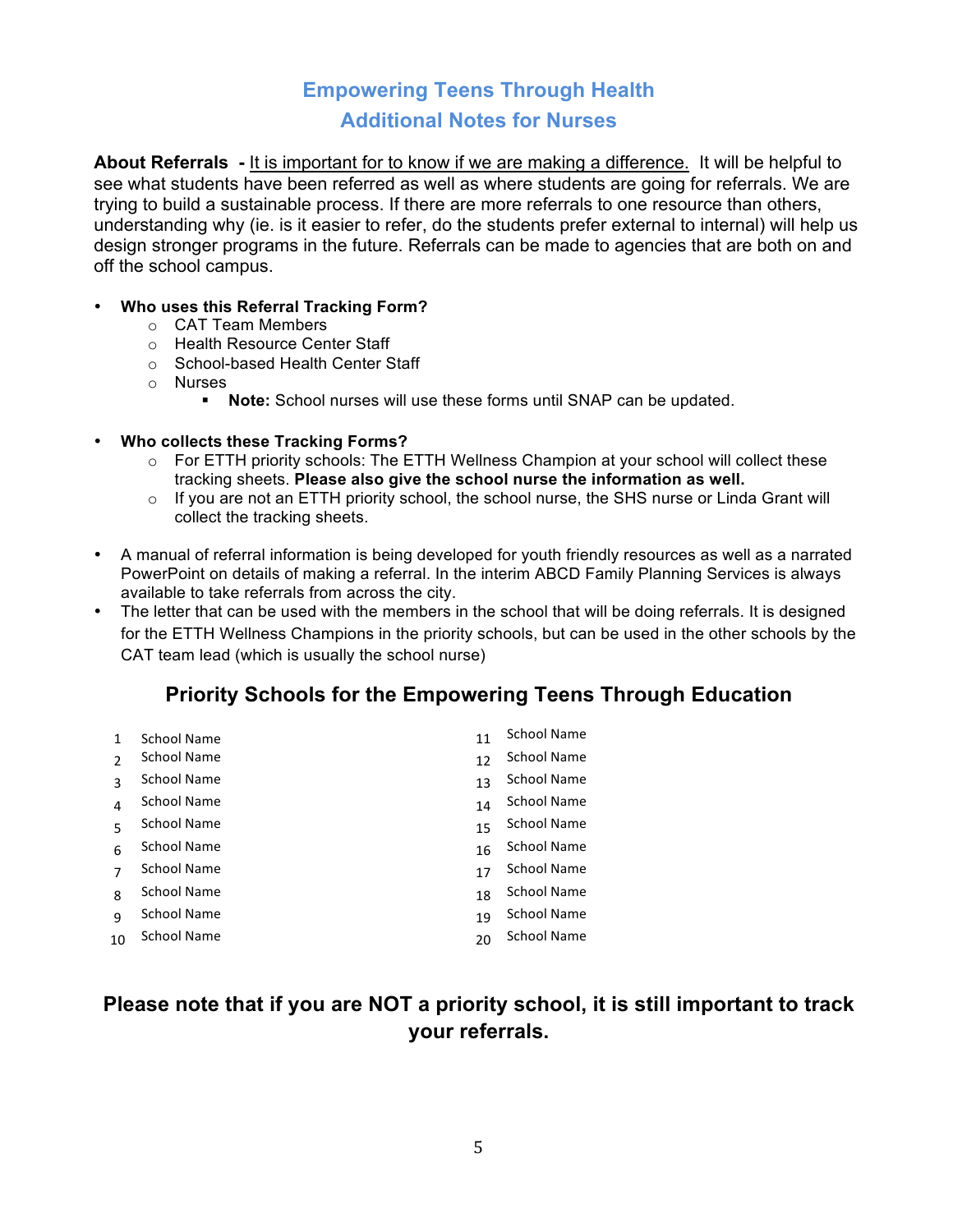# Empowering Teens Through Health

## Additional Notes for Nurses

**About Referrals** - It is important for to know if we are making a difference. It will be helpful to see what students have been referred as well as where students are going for referrals. We are trying to build a sustainable process. If there are more referrals to one resource than others, understanding why (ie. is it easier to refer, do the students prefer external to internal) will help us design stronger programs in the future. Referrals can be made to agencies that are both on and off the school campus.

- **Who uses this Referral Tracking Form?**
  - CAT Team Members
  - Health Resource Center Staff
  - School-based Health Center Staff
  - Nurses
    - **Note:** School nurses will use these forms until SNAP can be updated.

- **Who collects these Tracking Forms?**
  - For ETTH priority schools: The ETTH Wellness Champion at your school will collect these tracking sheets. **Please also give the school nurse the information as well.**
  - If you are not an ETTH priority school, the school nurse, the SHS nurse or Linda Grant will collect the tracking sheets.

- A manual of referral information is being developed for youth friendly resources as well as a narrated PowerPoint on details of making a referral. In the interim ABCD Family Planning Services is always available to take referrals from across the city.
- The letter that can be used with the members in the school that will be doing referrals. It is designed for the ETTH Wellness Champions in the priority schools, but can be used in the other schools by the CAT team lead (which is usually the school nurse)

## Priority Schools for the Empowering Teens Through Education

1. School Name
2. School Name
3. School Name
4. School Name
5. School Name
6. School Name
7. School Name
8. School Name
9. School Name
10. School Name
11. School Name
12. School Name
13. School Name
14. School Name
15. School Name
16. School Name
17. School Name
18. School Name
19. School Name
20. School Name

**Please note that if you are NOT a priority school, it is still important to track your referrals.**